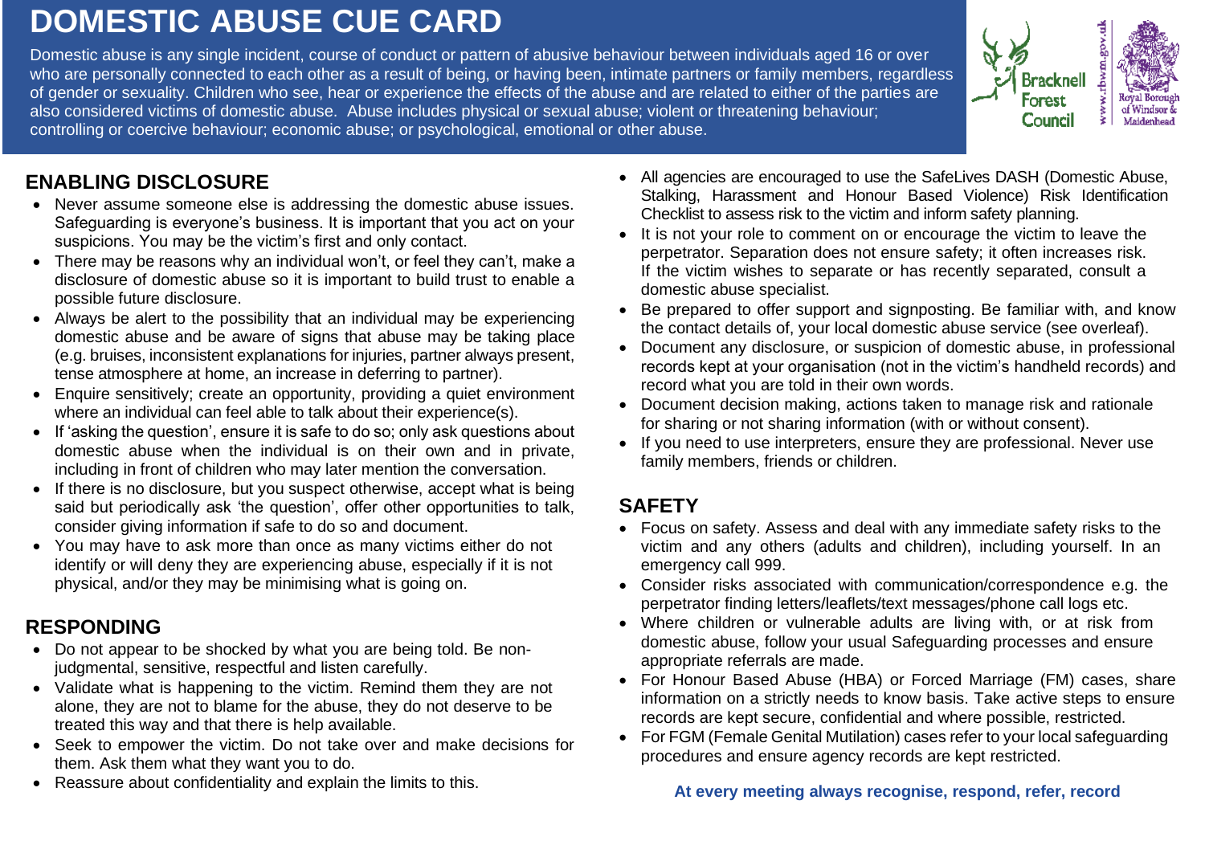# DOMESTIC ABUSE CUE CARD

Domestic abuse is any single incident, course of conduct or pattern of abusive behaviour between individuals aged 16 or over who are personally connected to each other as a result of being, or having been, intimate partners or family members, regardless of gender or sexuality. Children who see, hear or experience the effects of the abuse and are related to either of the parties are also considered victims of domestic abuse. Abuse includes physical or sexual abuse; violent or threatening behaviour; controlling or coercive behaviour; economic abuse; or psychological, emotional or other abuse.

Bracknell Forest Council

www.rbwm.gov.uk

Royal Borough of Windsor & Maidenhead

## ENABLING DISCLOSURE

- Never assume someone else is addressing the domestic abuse issues. Safeguarding is everyone's business. It is important that you act on your suspicions. You may be the victim's first and only contact.
- There may be reasons why an individual won't, or feel they can't, make a disclosure of domestic abuse so it is important to build trust to enable a possible future disclosure.
- Always be alert to the possibility that an individual may be experiencing domestic abuse and be aware of signs that abuse may be taking place (e.g. bruises, inconsistent explanations for injuries, partner always present, tense atmosphere at home, an increase in deferring to partner).
- Enquire sensitively; create an opportunity, providing a quiet environment where an individual can feel able to talk about their experience(s).
- If 'asking the question', ensure it is safe to do so; only ask questions about domestic abuse when the individual is on their own and in private, including in front of children who may later mention the conversation.
- If there is no disclosure, but you suspect otherwise, accept what is being said but periodically ask 'the question', offer other opportunities to talk, consider giving information if safe to do so and document.
- You may have to ask more than once as many victims either do not identify or will deny they are experiencing abuse, especially if it is not physical, and/or they may be minimising what is going on.

## RESPONDING

- Do not appear to be shocked by what you are being told. Be non-judgmental, sensitive, respectful and listen carefully.
- Validate what is happening to the victim. Remind them they are not alone, they are not to blame for the abuse, they do not deserve to be treated this way and that there is help available.
- Seek to empower the victim. Do not take over and make decisions for them. Ask them what they want you to do.
- Reassure about confidentiality and explain the limits to this.
- All agencies are encouraged to use the SafeLives DASH (Domestic Abuse, Stalking, Harassment and Honour Based Violence) Risk Identification Checklist to assess risk to the victim and inform safety planning.
- It is not your role to comment on or encourage the victim to leave the perpetrator. Separation does not ensure safety; it often increases risk. If the victim wishes to separate or has recently separated, consult a domestic abuse specialist.
- Be prepared to offer support and signposting. Be familiar with, and know the contact details of, your local domestic abuse service (see overleaf).
- Document any disclosure, or suspicion of domestic abuse, in professional records kept at your organisation (not in the victim's handheld records) and record what you are told in their own words.
- Document decision making, actions taken to manage risk and rationale for sharing or not sharing information (with or without consent).
- If you need to use interpreters, ensure they are professional. Never use family members, friends or children.

## SAFETY

- Focus on safety. Assess and deal with any immediate safety risks to the victim and any others (adults and children), including yourself. In an emergency call 999.
- Consider risks associated with communication/correspondence e.g. the perpetrator finding letters/leaflets/text messages/phone call logs etc.
- Where children or vulnerable adults are living with, or at risk from domestic abuse, follow your usual Safeguarding processes and ensure appropriate referrals are made.
- For Honour Based Abuse (HBA) or Forced Marriage (FM) cases, share information on a strictly needs to know basis. Take active steps to ensure records are kept secure, confidential and where possible, restricted.
- For FGM (Female Genital Mutilation) cases refer to your local safeguarding procedures and ensure agency records are kept restricted.

**At every meeting always recognise, respond, refer, record**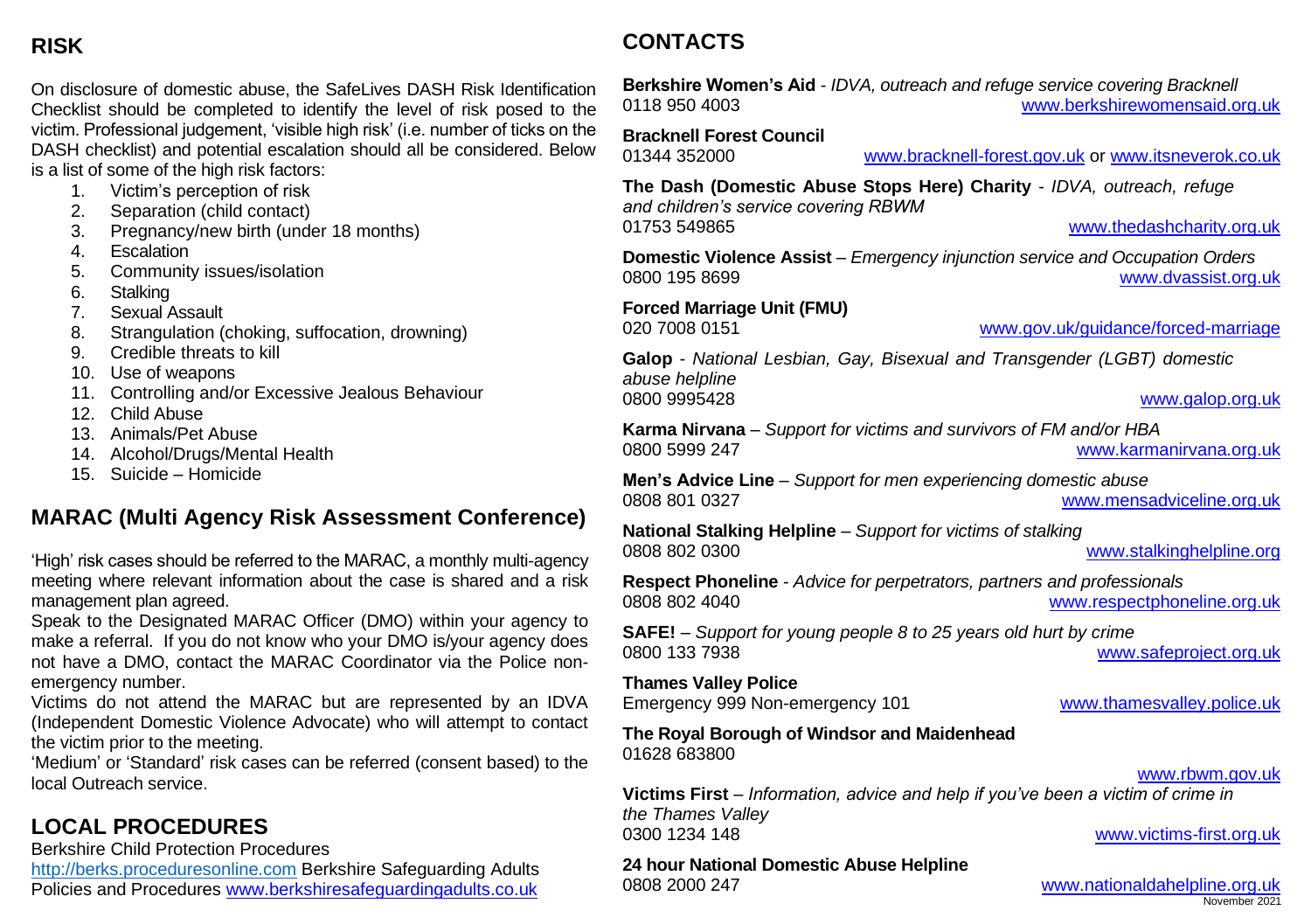## RISK

On disclosure of domestic abuse, the SafeLives DASH Risk Identification Checklist should be completed to identify the level of risk posed to the victim. Professional judgement, 'visible high risk' (i.e. number of ticks on the DASH checklist) and potential escalation should all be considered. Below is a list of some of the high risk factors:

1. Victim's perception of risk
2. Separation (child contact)
3. Pregnancy/new birth (under 18 months)
4. Escalation
5. Community issues/isolation
6. Stalking
7. Sexual Assault
8. Strangulation (choking, suffocation, drowning)
9. Credible threats to kill
10. Use of weapons
11. Controlling and/or Excessive Jealous Behaviour
12. Child Abuse
13. Animals/Pet Abuse
14. Alcohol/Drugs/Mental Health
15. Suicide – Homicide

## MARAC (Multi Agency Risk Assessment Conference)

'High' risk cases should be referred to the MARAC, a monthly multi-agency meeting where relevant information about the case is shared and a risk management plan agreed.

Speak to the Designated MARAC Officer (DMO) within your agency to make a referral. If you do not know who your DMO is/your agency does not have a DMO, contact the MARAC Coordinator via the Police non-emergency number.

Victims do not attend the MARAC but are represented by an IDVA (Independent Domestic Violence Advocate) who will attempt to contact the victim prior to the meeting.

'Medium' or 'Standard' risk cases can be referred (consent based) to the local Outreach service.

## LOCAL PROCEDURES

Berkshire Child Protection Procedures
http://berks.proceduresonline.com Berkshire Safeguarding Adults Policies and Procedures www.berkshiresafeguardingadults.co.uk

## CONTACTS

**Berkshire Women's Aid** - *IDVA, outreach and refuge service covering Bracknell*
0118 950 4003 www.berkshirewomensaid.org.uk

**Bracknell Forest Council**
01344 352000 www.bracknell-forest.gov.uk or www.itsneverok.co.uk

**The Dash (Domestic Abuse Stops Here) Charity** - *IDVA, outreach, refuge and children's service covering RBWM*
01753 549865 www.thedashcharity.org.uk

**Domestic Violence Assist** – *Emergency injunction service and Occupation Orders*
0800 195 8699 www.dvassist.org.uk

**Forced Marriage Unit (FMU)**
020 7008 0151 www.gov.uk/guidance/forced-marriage

**Galop** - *National Lesbian, Gay, Bisexual and Transgender (LGBT) domestic abuse helpline*
0800 9995428 www.galop.org.uk

**Karma Nirvana** – *Support for victims and survivors of FM and/or HBA*
0800 5999 247 www.karmanirvana.org.uk

**Men's Advice Line** – *Support for men experiencing domestic abuse*
0808 801 0327 www.mensadviceline.org.uk

**National Stalking Helpline** – *Support for victims of stalking*
0808 802 0300 www.stalkinghelpline.org

**Respect Phoneline** - *Advice for perpetrators, partners and professionals*
0808 802 4040 www.respectphoneline.org.uk

**SAFE!** – *Support for young people 8 to 25 years old hurt by crime*
0800 133 7938 www.safeproject.org.uk

**Thames Valley Police**
Emergency 999 Non-emergency 101 www.thamesvalley.police.uk

**The Royal Borough of Windsor and Maidenhead**
01628 683800 www.rbwm.gov.uk

**Victims First** – *Information, advice and help if you've been a victim of crime in the Thames Valley*
0300 1234 148 www.victims-first.org.uk

**24 hour National Domestic Abuse Helpline**
0808 2000 247 www.nationaldahelpline.org.uk

November 2021